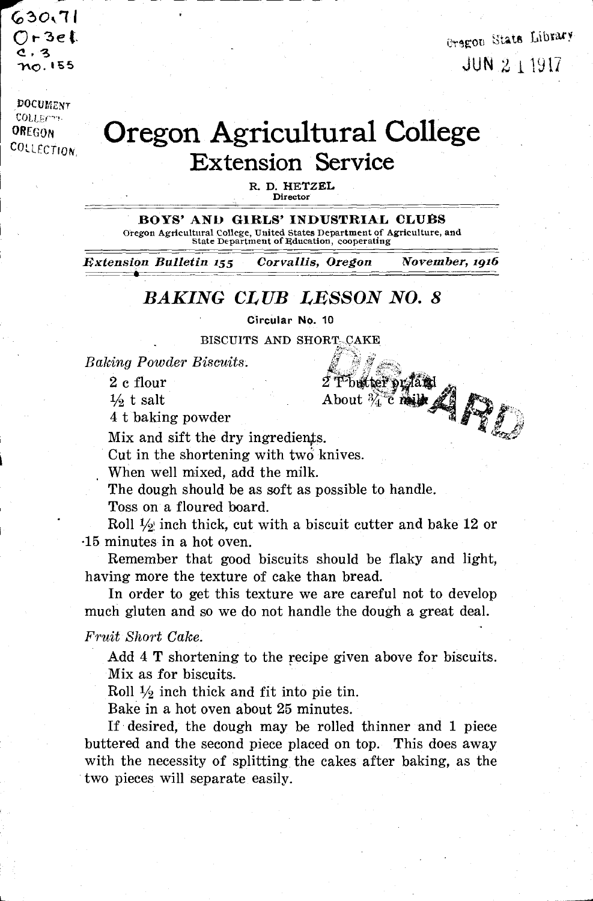630.71
Or3el
c.3
no.155

Oregon State Library
JUN 21 1917

DOCUMENT COLLECTION
OREGON COLLECTION

# Oregon Agricultural College
## Extension Service

R. D. HETZEL
Director

**BOYS' AND GIRLS' INDUSTRIAL CLUBS**
Oregon Agricultural College, United States Department of Agriculture, and State Department of Education, cooperating

*Extension Bulletin 155* *Corvallis, Oregon* *November, 1916*

## *BAKING CLUB LESSON NO. 8*

**Circular No. 10**

BISCUITS AND SHORT CAKE

*Baking Powder Biscuits.*

- 2 c flour
- ½ t salt
- 4 t baking powder
- 2 T butter or lard
- About ¾ c milk

Mix and sift the dry ingredients.
Cut in the shortening with two knives.
When well mixed, add the milk.
The dough should be as soft as possible to handle.
Toss on a floured board.
Roll ½ inch thick, cut with a biscuit cutter and bake 12 or 15 minutes in a hot oven.

Remember that good biscuits should be flaky and light, having more the texture of cake than bread.

In order to get this texture we are careful not to develop much gluten and so we do not handle the dough a great deal.

*Fruit Short Cake.*

Add 4 T shortening to the recipe given above for biscuits.
Mix as for biscuits.
Roll ½ inch thick and fit into pie tin.
Bake in a hot oven about 25 minutes.

If desired, the dough may be rolled thinner and 1 piece buttered and the second piece placed on top. This does away with the necessity of splitting the cakes after baking, as the two pieces will separate easily.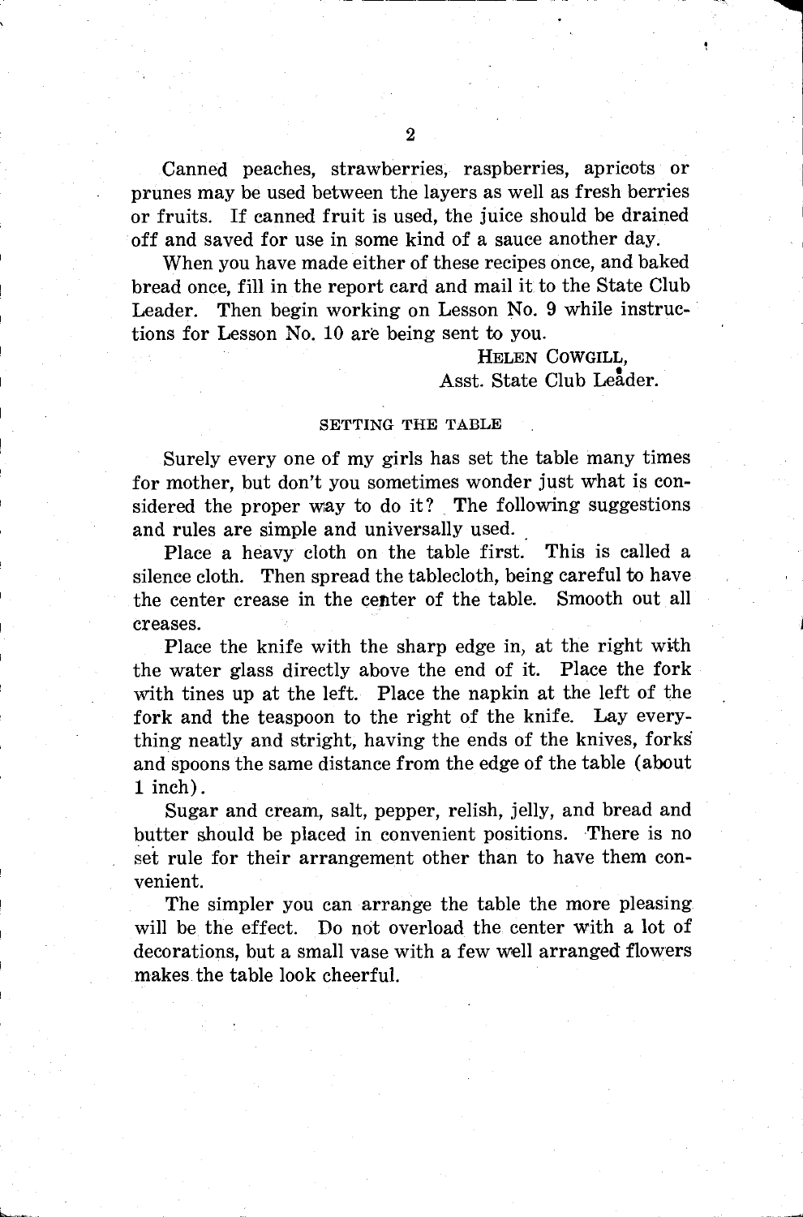Canned peaches, strawberries, raspberries, apricots or prunes may be used between the layers as well as fresh berries or fruits. If canned fruit is used, the juice should be drained off and saved for use in some kind of a sauce another day.

When you have made either of these recipes once, and baked bread once, fill in the report card and mail it to the State Club Leader. Then begin working on Lesson No. 9 while instructions for Lesson No. 10 are being sent to you.

HELEN COWGILL,
Asst. State Club Leader.

## SETTING THE TABLE

Surely every one of my girls has set the table many times for mother, but don't you sometimes wonder just what is considered the proper way to do it? The following suggestions and rules are simple and universally used.

Place a heavy cloth on the table first. This is called a silence cloth. Then spread the tablecloth, being careful to have the center crease in the center of the table. Smooth out all creases.

Place the knife with the sharp edge in, at the right with the water glass directly above the end of it. Place the fork with tines up at the left. Place the napkin at the left of the fork and the teaspoon to the right of the knife. Lay everything neatly and stright, having the ends of the knives, forks and spoons the same distance from the edge of the table (about 1 inch).

Sugar and cream, salt, pepper, relish, jelly, and bread and butter should be placed in convenient positions. There is no set rule for their arrangement other than to have them convenient.

The simpler you can arrange the table the more pleasing will be the effect. Do not overload the center with a lot of decorations, but a small vase with a few well arranged flowers makes the table look cheerful.